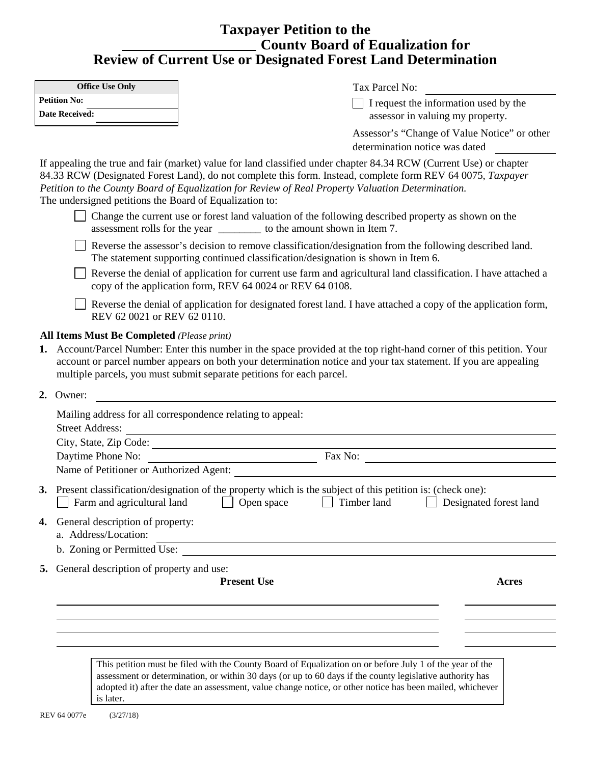# Taxpayer Petition to the ____________ County Board of Equalization for Review of Current Use or Designated Forest Land Determination

| Office Use Only | |
|---|---|
| **Petition No:** | |
| **Date Received:** | |

Tax Parcel No: ____________

☐ I request the information used by the assessor in valuing my property.

Assessor's "Change of Value Notice" or other determination notice was dated ____________

If appealing the true and fair (market) value for land classified under chapter 84.34 RCW (Current Use) or chapter 84.33 RCW (Designated Forest Land), do not complete this form. Instead, complete form REV 64 0075, *Taxpayer Petition to the County Board of Equalization for Review of Real Property Valuation Determination.*

The undersigned petitions the Board of Equalization to:

☐ Change the current use or forest land valuation of the following described property as shown on the assessment rolls for the year ________ to the amount shown in Item 7.

☐ Reverse the assessor's decision to remove classification/designation from the following described land. The statement supporting continued classification/designation is shown in Item 6.

☐ Reverse the denial of application for current use farm and agricultural land classification. I have attached a copy of the application form, REV 64 0024 or REV 64 0108.

☐ Reverse the denial of application for designated forest land. I have attached a copy of the application form, REV 62 0021 or REV 62 0110.

**All Items Must Be Completed** *(Please print)*

1. Account/Parcel Number: Enter this number in the space provided at the top right-hand corner of this petition. Your account or parcel number appears on both your determination notice and your tax statement. If you are appealing multiple parcels, you must submit separate petitions for each parcel.

2. Owner: ____________

   Mailing address for all correspondence relating to appeal:

   Street Address: ____________

   City, State, Zip Code: ____________

   Daytime Phone No: ____________ Fax No: ____________

   Name of Petitioner or Authorized Agent: ____________

3. Present classification/designation of the property which is the subject of this petition is: (check one):

   ☐ Farm and agricultural land ☐ Open space ☐ Timber land ☐ Designated forest land

4. General description of property:

   a. Address/Location: ____________

   b. Zoning or Permitted Use: ____________

5. General description of property and use:

| Present Use | Acres |
|---|---|
| | |
| | |
| | |
| | |

This petition must be filed with the County Board of Equalization on or before July 1 of the year of the assessment or determination, or within 30 days (or up to 60 days if the county legislative authority has adopted it) after the date an assessment, value change notice, or other notice has been mailed, whichever is later.

REV 64 0077e (3/27/18)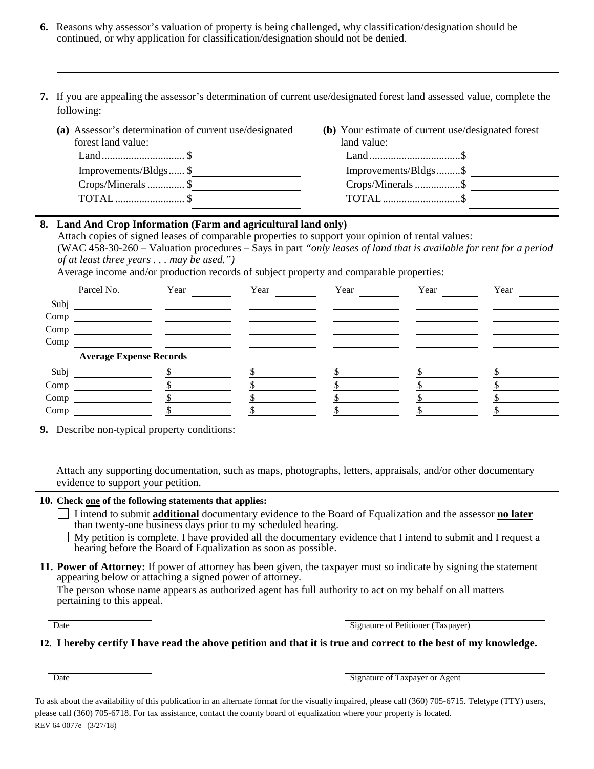**6.** Reasons why assessor's valuation of property is being challenged, why classification/designation should be continued, or why application for classification/designation should not be denied.

**7.** If you are appealing the assessor's determination of current use/designated forest land assessed value, complete the following:

**(a)** Assessor's determination of current use/designated forest land value:

Land .............................. $

Improvements/Bldgs...... $

Crops/Minerals ............. $

TOTAL.......................... $

**(b)** Your estimate of current use/designated forest land value:

Land.................................$

Improvements/Bldgs.........$

Crops/Minerals .................$

TOTAL............................$

**8. Land And Crop Information (Farm and agricultural land only)**

Attach copies of signed leases of comparable properties to support your opinion of rental values: (WAC 458-30-260 – Valuation procedures – Says in part *"only leases of land that is available for rent for a period of at least three years . . . may be used.")*

Average income and/or production records of subject property and comparable properties:

| | Parcel No. | Year | Year | Year | Year | Year |
|---|---|---|---|---|---|---|
| Subj | | | | | | |
| Comp | | | | | | |
| Comp | | | | | | |
| Comp | | | | | | |
| | **Average Expense Records** | | | | | |
| Subj | | $ | $ | $ | $ | $ |
| Comp | | $ | $ | $ | $ | $ |
| Comp | | $ | $ | $ | $ | $ |
| Comp | | $ | $ | $ | $ | $ |

**9.** Describe non-typical property conditions:

Attach any supporting documentation, such as maps, photographs, letters, appraisals, and/or other documentary evidence to support your petition.

**10. Check one of the following statements that applies:**

- ☐ I intend to submit **additional** documentary evidence to the Board of Equalization and the assessor **no later** than twenty-one business days prior to my scheduled hearing.
- ☐ My petition is complete. I have provided all the documentary evidence that I intend to submit and I request a hearing before the Board of Equalization as soon as possible.

**11. Power of Attorney:** If power of attorney has been given, the taxpayer must so indicate by signing the statement appearing below or attaching a signed power of attorney.

The person whose name appears as authorized agent has full authority to act on my behalf on all matters pertaining to this appeal.

Date

Signature of Petitioner (Taxpayer)

**12. I hereby certify I have read the above petition and that it is true and correct to the best of my knowledge.**

Date

Signature of Taxpayer or Agent

To ask about the availability of this publication in an alternate format for the visually impaired, please call (360) 705-6715. Teletype (TTY) users, please call (360) 705-6718. For tax assistance, contact the county board of equalization where your property is located.

REV 64 0077e (3/27/18)